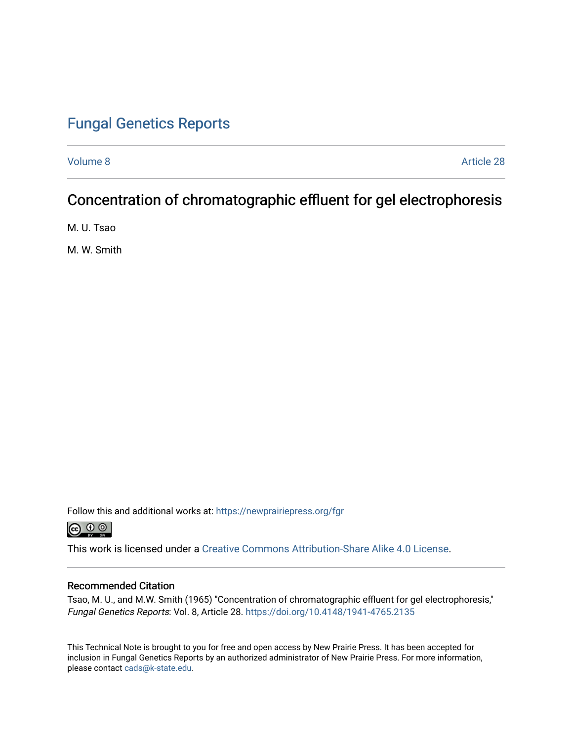# Fungal Genetics Reports

Volume 8 Article 28

## Concentration of chromatographic effluent for gel electrophoresis

M. U. Tsao

M. W. Smith

Follow this and additional works at: https://newprairiepress.org/fgr

This work is licensed under a Creative Commons Attribution-Share Alike 4.0 License.

### Recommended Citation

Tsao, M. U., and M.W. Smith (1965) "Concentration of chromatographic effluent for gel electrophoresis," *Fungal Genetics Reports*: Vol. 8, Article 28. https://doi.org/10.4148/1941-4765.2135

This Technical Note is brought to you for free and open access by New Prairie Press. It has been accepted for inclusion in Fungal Genetics Reports by an authorized administrator of New Prairie Press. For more information, please contact cads@k-state.edu.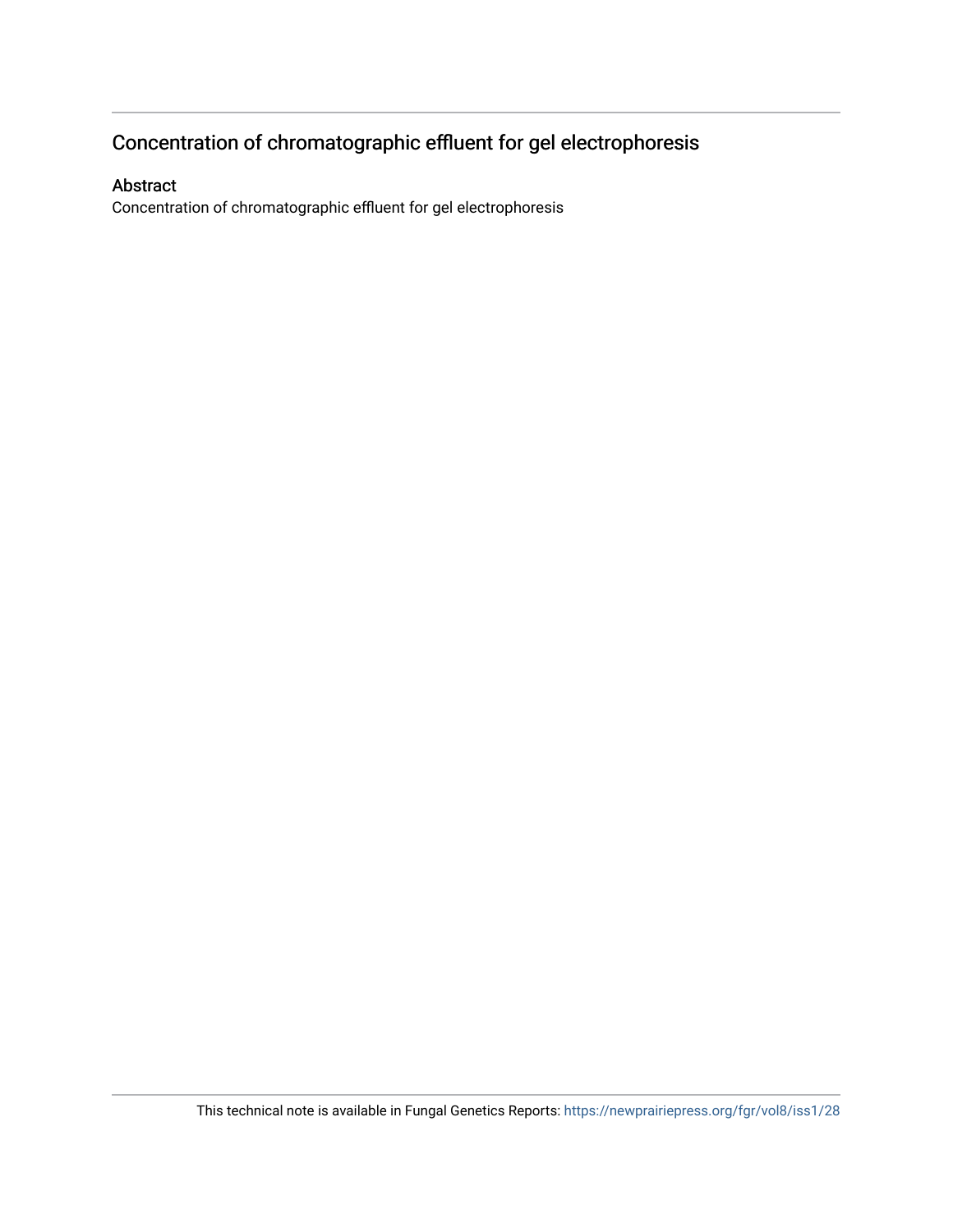# Concentration of chromatographic effluent for gel electrophoresis

## Abstract

Concentration of chromatographic effluent for gel electrophoresis

This technical note is available in Fungal Genetics Reports: https://newprairiepress.org/fgr/vol8/iss1/28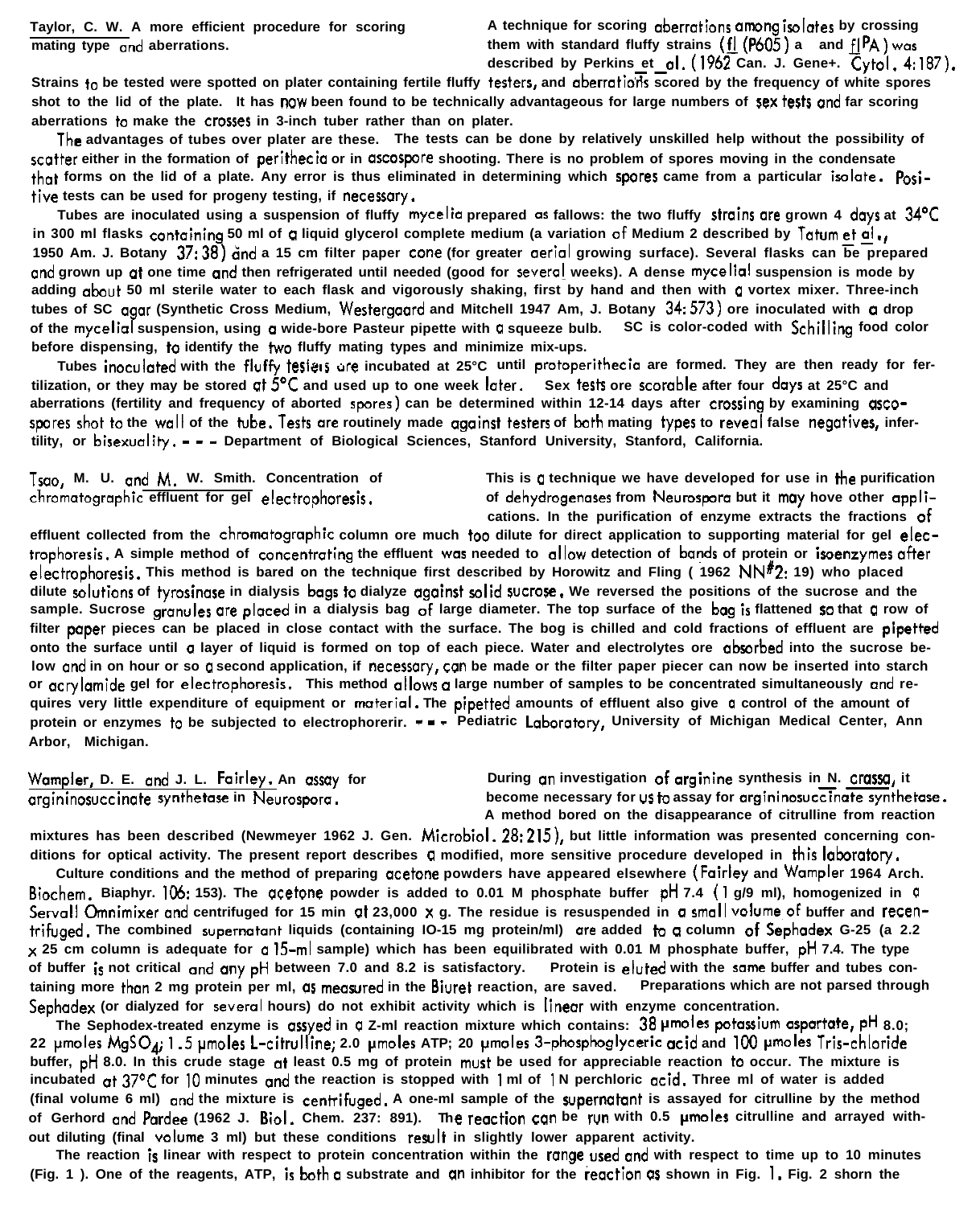**Taylor, C. W. A more efficient procedure for scoring mating type and aberrations.**

A technique for scoring aberrations among isolates by crossing them with standard fluffy strains (fl (P605) a and flPA) was described by Perkins et al. (1962 Can. J. Gene+. Cytol. 4:187). Strains to be tested were spotted on plater containing fertile fluffy testers, and aberrations scored by the frequency of white spores shot to the lid of the plate. It has now been found to be technically advantageous for large numbers of sex tests and far scoring aberrations to make the crosses in 3-inch tuber rather than on plater.

The advantages of tubes over plater are these. The tests can be done by relatively unskilled help without the possibility of scatter either in the formation of perithecia or in ascospore shooting. There is no problem of spores moving in the condensate that forms on the lid of a plate. Any error is thus eliminated in determining which spores came from a particular isolate. Positive tests can be used for progeny testing, if necessary.

Tubes are inoculated using a suspension of fluffy mycelia prepared as fallows: the two fluffy strains are grown 4 days at 34°C in 300 ml flasks containing 50 ml of a liquid glycerol complete medium (a variation of Medium 2 described by Tatum et al., 1950 Am. J. Botany 37: 38) and a 15 cm filter paper cone (for greater aerial growing surface). Several flasks can be prepared and grown up at one time and then refrigerated until needed (good for several weeks). A dense mycelial suspension is mode by adding about 50 ml sterile water to each flask and vigorously shaking, first by hand and then with a vortex mixer. Three-inch tubes of SC agar (Synthetic Cross Medium, Westergaard and Mitchell 1947 Am, J. Botany 34: 573) ore inoculated with a drop of the mycelial suspension, using a wide-bore Pasteur pipette with a squeeze bulb. SC is color-coded with Schilling food color before dispensing, to identify the two fluffy mating types and minimize mix-ups.

Tubes inoculated with the fluffy testers are incubated at 25°C until protoperithecia are formed. They are then ready for fertilization, or they may be stored at 5°C and used up to one week later. Sex tests ore scorable after four days at 25°C and aberrations (fertility and frequency of aborted spores) can be determined within 12-14 days after crossing by examining ascospores shot to the wall of the tube. Tests are routinely made against testers of both mating types to reveal false negatives, infertility, or bisexuality. - - - Department of Biological Sciences, Stanford University, Stanford, California.

**Tsao, M. U. and M. W. Smith. Concentration of chromatographic effluent for gel electrophoresis.**

This is a technique we have developed for use in the purification of dehydrogenases from Neurospora but it may hove other applications. In the purification of enzyme extracts the fractions of effluent collected from the chromatographic column ore much too dilute for direct application to supporting material for gel electrophoresis. A simple method of concentrating the effluent was needed to allow detection of bands of protein or isoenzymes after electrophoresis. This method is bared on the technique first described by Horowitz and Fling ( 1962 NN#2: 19) who placed dilute solutions of tyrosinase in dialysis bags to dialyze against solid sucrose. We reversed the positions of the sucrose and the sample. Sucrose granules are placed in a dialysis bag of large diameter. The top surface of the bag is flattened so that a row of filter paper pieces can be placed in close contact with the surface. The bog is chilled and cold fractions of effluent are pipetted onto the surface until a layer of liquid is formed on top of each piece. Water and electrolytes ore absorbed into the sucrose below and in on hour or so a second application, if necessary, can be made or the filter paper piecer can now be inserted into starch or acrylamide gel for electrophoresis. This method allows a large number of samples to be concentrated simultaneously and requires very little expenditure of equipment or material. The pipetted amounts of effluent also give a control of the amount of protein or enzymes to be subjected to electrophorerir. - - - Pediatric Laboratory, University of Michigan Medical Center, Ann Arbor, Michigan.

**Wampler, D. E. and J. L. Fairley. An assay for argininosuccinate synthetase in Neurospora.**

During an investigation of arginine synthesis in N. crassa, it become necessary for us to assay for argininosuccinate synthetase. A method bored on the disappearance of citrulline from reaction mixtures has been described (Newmeyer 1962 J. Gen. Microbiol. 28: 215), but little information was presented concerning conditions for optical activity. The present report describes a modified, more sensitive procedure developed in this laboratory.

Culture conditions and the method of preparing acetone powders have appeared elsewhere (Fairley and Wampler 1964 Arch. Biochem. Biaphyr. 106: 153). The acetone powder is added to 0.01 M phosphate buffer pH 7.4 (1 g/9 ml), homogenized in a Serval! Omnimixer and centrifuged for 15 min at 23,000 x g. The residue is resuspended in a small volume of buffer and recentrifuged. The combined supernatant liquids (containing IO-15 mg protein/ml) are added to a column of Sephadex G-25 (a 2.2 x 25 cm column is adequate for a 15-ml sample) which has been equilibrated with 0.01 M phosphate buffer, pH 7.4. The type of buffer is not critical and any pH between 7.0 and 8.2 is satisfactory. Protein is eluted with the same buffer and tubes containing more than 2 mg protein per ml, as measured in the Biuret reaction, are saved. Preparations which are not parsed through Sephadex (or dialyzed for several hours) do not exhibit activity which is linear with enzyme concentration.

The Sephodex-treated enzyme is assyed in a Z-ml reaction mixture which contains: 38 µmoles potassium aspartate, pH 8.0; 22 µmoles $MgSO_4$; 1.5 µmoles L-citrulline; 2.0 µmoles ATP; 20 µmoles 3-phosphoglyceric acid and 100 µmoles Tris-chloride buffer, pH 8.0. In this crude stage at least 0.5 mg of protein must be used for appreciable reaction to occur. The mixture is incubated at 37°C for 10 minutes and the reaction is stopped with 1 ml of 1 N perchloric acid. Three ml of water is added (final volume 6 ml) and the mixture is centrifuged. A one-ml sample of the supernatant is assayed for citrulline by the method of Gerhord and Pardee (1962 J. Biol. Chem. 237: 891). The reaction can be run with 0.5 µmoles citrulline and arrayed without diluting (final volume 3 ml) but these conditions result in slightly lower apparent activity.

The reaction is linear with respect to protein concentration within the range used and with respect to time up to 10 minutes (Fig. 1 ). One of the reagents, ATP, is both a substrate and an inhibitor for the reaction as shown in Fig. 1. Fig. 2 shorn the